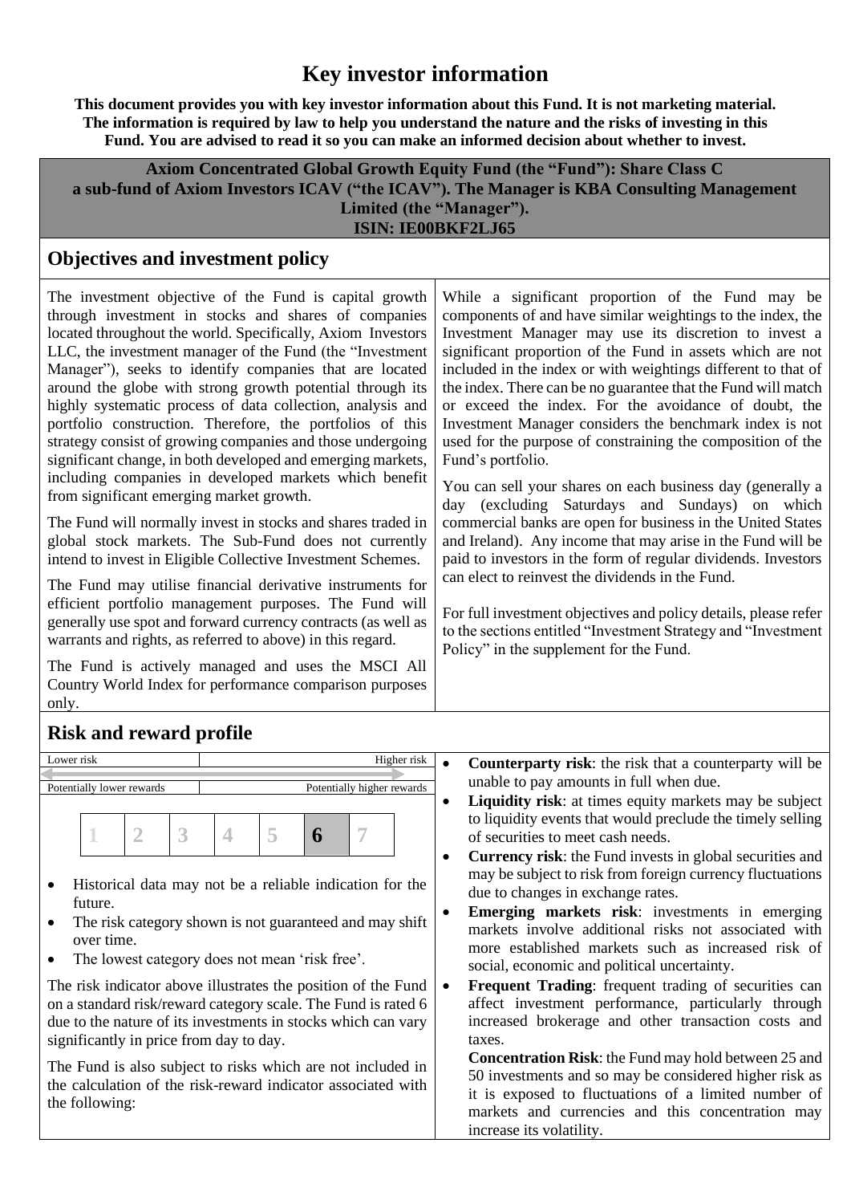# Key investor information

**This document provides you with key investor information about this Fund. It is not marketing material. The information is required by law to help you understand the nature and the risks of investing in this Fund. You are advised to read it so you can make an informed decision about whether to invest.**

**Axiom Concentrated Global Growth Equity Fund (the "Fund"): Share Class C**
**a sub-fund of Axiom Investors ICAV ("the ICAV"). The Manager is KBA Consulting Management Limited (the "Manager").**
**ISIN: IE00BKF2LJ65**

## Objectives and investment policy

The investment objective of the Fund is capital growth through investment in stocks and shares of companies located throughout the world. Specifically, Axiom Investors LLC, the investment manager of the Fund (the "Investment Manager"), seeks to identify companies that are located around the globe with strong growth potential through its highly systematic process of data collection, analysis and portfolio construction. Therefore, the portfolios of this strategy consist of growing companies and those undergoing significant change, in both developed and emerging markets, including companies in developed markets which benefit from significant emerging market growth.

The Fund will normally invest in stocks and shares traded in global stock markets. The Sub-Fund does not currently intend to invest in Eligible Collective Investment Schemes.

The Fund may utilise financial derivative instruments for efficient portfolio management purposes. The Fund will generally use spot and forward currency contracts (as well as warrants and rights, as referred to above) in this regard.

The Fund is actively managed and uses the MSCI All Country World Index for performance comparison purposes only.

While a significant proportion of the Fund may be components of and have similar weightings to the index, the Investment Manager may use its discretion to invest a significant proportion of the Fund in assets which are not included in the index or with weightings different to that of the index. There can be no guarantee that the Fund will match or exceed the index. For the avoidance of doubt, the Investment Manager considers the benchmark index is not used for the purpose of constraining the composition of the Fund's portfolio.

You can sell your shares on each business day (generally a day (excluding Saturdays and Sundays) on which commercial banks are open for business in the United States and Ireland). Any income that may arise in the Fund will be paid to investors in the form of regular dividends. Investors can elect to reinvest the dividends in the Fund.

For full investment objectives and policy details, please refer to the sections entitled "Investment Strategy and "Investment Policy" in the supplement for the Fund.

## Risk and reward profile

| Lower risk | | | | | | Higher risk |
|---|---|---|---|---|---|---|
| Potentially lower rewards | | | | | | Potentially higher rewards |
| 1 | 2 | 3 | 4 | 5 | **6** | 7 |

- Historical data may not be a reliable indication for the future.
- The risk category shown is not guaranteed and may shift over time.
- The lowest category does not mean 'risk free'.

The risk indicator above illustrates the position of the Fund on a standard risk/reward category scale. The Fund is rated 6 due to the nature of its investments in stocks which can vary significantly in price from day to day.

The Fund is also subject to risks which are not included in the calculation of the risk-reward indicator associated with the following:

- **Counterparty risk**: the risk that a counterparty will be unable to pay amounts in full when due.
- **Liquidity risk**: at times equity markets may be subject to liquidity events that would preclude the timely selling of securities to meet cash needs.
- **Currency risk**: the Fund invests in global securities and may be subject to risk from foreign currency fluctuations due to changes in exchange rates.
- **Emerging markets risk**: investments in emerging markets involve additional risks not associated with more established markets such as increased risk of social, economic and political uncertainty.
- **Frequent Trading**: frequent trading of securities can affect investment performance, particularly through increased brokerage and other transaction costs and taxes.

  **Concentration Risk**: the Fund may hold between 25 and 50 investments and so may be considered higher risk as it is exposed to fluctuations of a limited number of markets and currencies and this concentration may increase its volatility.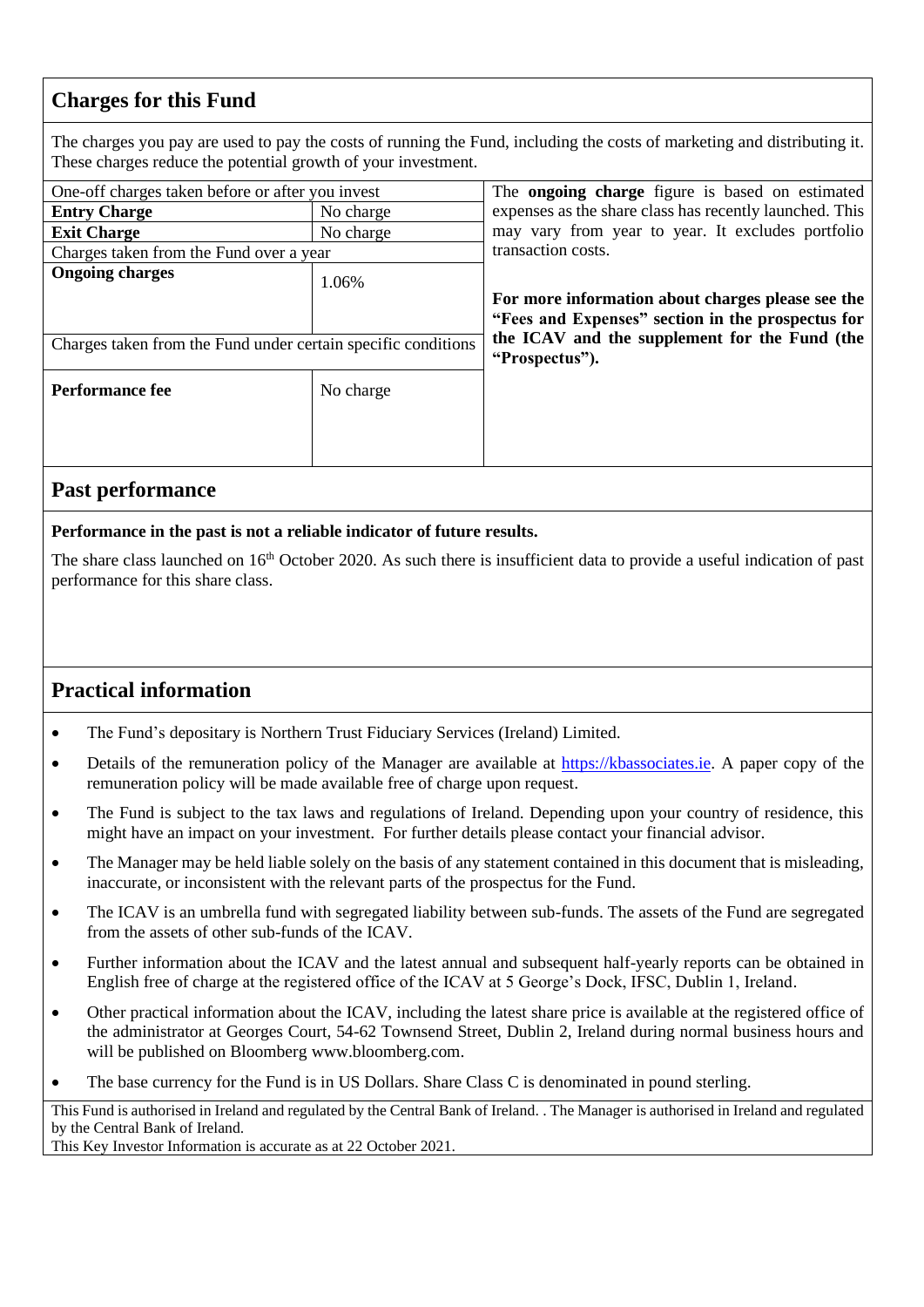## Charges for this Fund

The charges you pay are used to pay the costs of running the Fund, including the costs of marketing and distributing it. These charges reduce the potential growth of your investment.

| | |
|---|---|
| One-off charges taken before or after you invest | |
| **Entry Charge** | No charge |
| **Exit Charge** | No charge |
| Charges taken from the Fund over a year | |
| **Ongoing charges** | 1.06% |
| Charges taken from the Fund under certain specific conditions | |
| **Performance fee** | No charge |

The **ongoing charge** figure is based on estimated expenses as the share class has recently launched. This may vary from year to year. It excludes portfolio transaction costs.

**For more information about charges please see the "Fees and Expenses" section in the prospectus for the ICAV and the supplement for the Fund (the "Prospectus").**

## Past performance

**Performance in the past is not a reliable indicator of future results.**

The share class launched on 16th October 2020. As such there is insufficient data to provide a useful indication of past performance for this share class.

## Practical information

- The Fund's depositary is Northern Trust Fiduciary Services (Ireland) Limited.
- Details of the remuneration policy of the Manager are available at https://kbassociates.ie. A paper copy of the remuneration policy will be made available free of charge upon request.
- The Fund is subject to the tax laws and regulations of Ireland. Depending upon your country of residence, this might have an impact on your investment. For further details please contact your financial advisor.
- The Manager may be held liable solely on the basis of any statement contained in this document that is misleading, inaccurate, or inconsistent with the relevant parts of the prospectus for the Fund.
- The ICAV is an umbrella fund with segregated liability between sub-funds. The assets of the Fund are segregated from the assets of other sub-funds of the ICAV.
- Further information about the ICAV and the latest annual and subsequent half-yearly reports can be obtained in English free of charge at the registered office of the ICAV at 5 George's Dock, IFSC, Dublin 1, Ireland.
- Other practical information about the ICAV, including the latest share price is available at the registered office of the administrator at Georges Court, 54-62 Townsend Street, Dublin 2, Ireland during normal business hours and will be published on Bloomberg www.bloomberg.com.
- The base currency for the Fund is in US Dollars. Share Class C is denominated in pound sterling.

This Fund is authorised in Ireland and regulated by the Central Bank of Ireland. . The Manager is authorised in Ireland and regulated by the Central Bank of Ireland.
This Key Investor Information is accurate as at 22 October 2021.